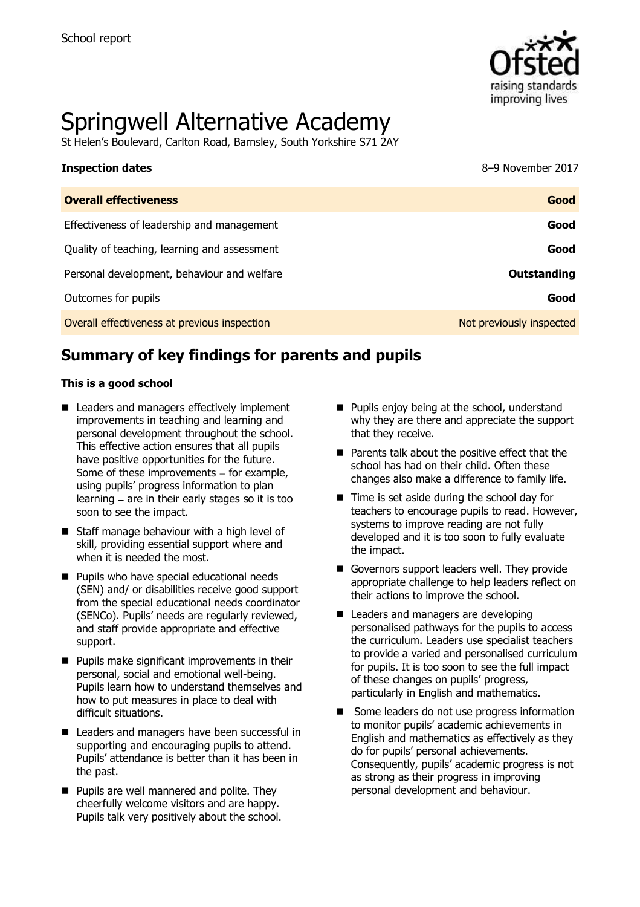School report

# Springwell Alternative Academy

St Helen's Boulevard, Carlton Road, Barnsley, South Yorkshire S71 2AY

**Inspection dates** 8–9 November 2017

| **Overall effectiveness** | **Good** |
|---|---|
| Effectiveness of leadership and management | **Good** |
| Quality of teaching, learning and assessment | **Good** |
| Personal development, behaviour and welfare | **Outstanding** |
| Outcomes for pupils | **Good** |
| Overall effectiveness at previous inspection | Not previously inspected |

## Summary of key findings for parents and pupils

**This is a good school**

- Leaders and managers effectively implement improvements in teaching and learning and personal development throughout the school. This effective action ensures that all pupils have positive opportunities for the future. Some of these improvements – for example, using pupils' progress information to plan learning – are in their early stages so it is too soon to see the impact.
- Staff manage behaviour with a high level of skill, providing essential support where and when it is needed the most.
- Pupils who have special educational needs (SEN) and/ or disabilities receive good support from the special educational needs coordinator (SENCo). Pupils' needs are regularly reviewed, and staff provide appropriate and effective support.
- Pupils make significant improvements in their personal, social and emotional well-being. Pupils learn how to understand themselves and how to put measures in place to deal with difficult situations.
- Leaders and managers have been successful in supporting and encouraging pupils to attend. Pupils' attendance is better than it has been in the past.
- Pupils are well mannered and polite. They cheerfully welcome visitors and are happy. Pupils talk very positively about the school.
- Pupils enjoy being at the school, understand why they are there and appreciate the support that they receive.
- Parents talk about the positive effect that the school has had on their child. Often these changes also make a difference to family life.
- Time is set aside during the school day for teachers to encourage pupils to read. However, systems to improve reading are not fully developed and it is too soon to fully evaluate the impact.
- Governors support leaders well. They provide appropriate challenge to help leaders reflect on their actions to improve the school.
- Leaders and managers are developing personalised pathways for the pupils to access the curriculum. Leaders use specialist teachers to provide a varied and personalised curriculum for pupils. It is too soon to see the full impact of these changes on pupils' progress, particularly in English and mathematics.
- Some leaders do not use progress information to monitor pupils' academic achievements in English and mathematics as effectively as they do for pupils' personal achievements. Consequently, pupils' academic progress is not as strong as their progress in improving personal development and behaviour.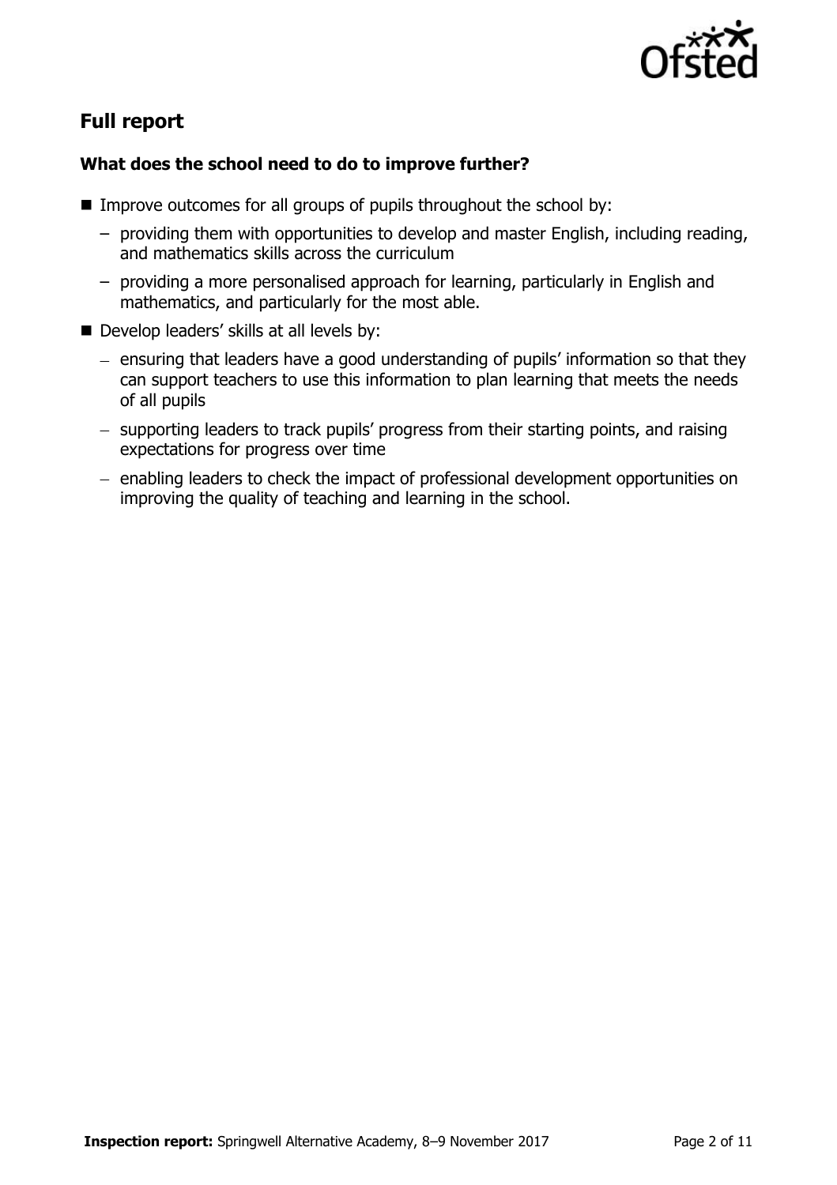## Full report

### What does the school need to do to improve further?

- Improve outcomes for all groups of pupils throughout the school by:
  - providing them with opportunities to develop and master English, including reading, and mathematics skills across the curriculum
  - providing a more personalised approach for learning, particularly in English and mathematics, and particularly for the most able.
- Develop leaders' skills at all levels by:
  - ensuring that leaders have a good understanding of pupils' information so that they can support teachers to use this information to plan learning that meets the needs of all pupils
  - supporting leaders to track pupils' progress from their starting points, and raising expectations for progress over time
  - enabling leaders to check the impact of professional development opportunities on improving the quality of teaching and learning in the school.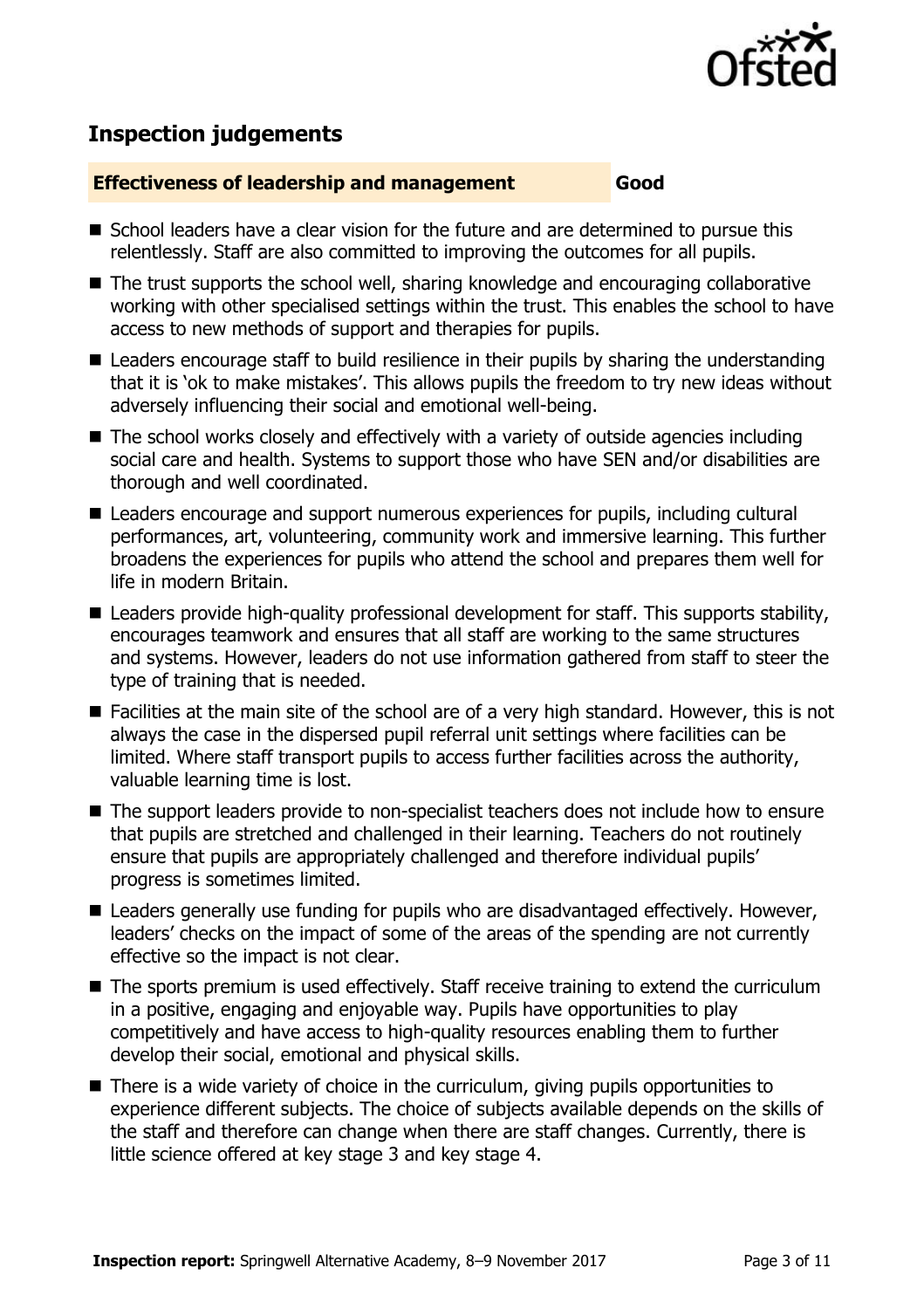## Inspection judgements

**Effectiveness of leadership and management** **Good**

- School leaders have a clear vision for the future and are determined to pursue this relentlessly. Staff are also committed to improving the outcomes for all pupils.
- The trust supports the school well, sharing knowledge and encouraging collaborative working with other specialised settings within the trust. This enables the school to have access to new methods of support and therapies for pupils.
- Leaders encourage staff to build resilience in their pupils by sharing the understanding that it is 'ok to make mistakes'. This allows pupils the freedom to try new ideas without adversely influencing their social and emotional well-being.
- The school works closely and effectively with a variety of outside agencies including social care and health. Systems to support those who have SEN and/or disabilities are thorough and well coordinated.
- Leaders encourage and support numerous experiences for pupils, including cultural performances, art, volunteering, community work and immersive learning. This further broadens the experiences for pupils who attend the school and prepares them well for life in modern Britain.
- Leaders provide high-quality professional development for staff. This supports stability, encourages teamwork and ensures that all staff are working to the same structures and systems. However, leaders do not use information gathered from staff to steer the type of training that is needed.
- Facilities at the main site of the school are of a very high standard. However, this is not always the case in the dispersed pupil referral unit settings where facilities can be limited. Where staff transport pupils to access further facilities across the authority, valuable learning time is lost.
- The support leaders provide to non-specialist teachers does not include how to ensure that pupils are stretched and challenged in their learning. Teachers do not routinely ensure that pupils are appropriately challenged and therefore individual pupils' progress is sometimes limited.
- Leaders generally use funding for pupils who are disadvantaged effectively. However, leaders' checks on the impact of some of the areas of the spending are not currently effective so the impact is not clear.
- The sports premium is used effectively. Staff receive training to extend the curriculum in a positive, engaging and enjoyable way. Pupils have opportunities to play competitively and have access to high-quality resources enabling them to further develop their social, emotional and physical skills.
- There is a wide variety of choice in the curriculum, giving pupils opportunities to experience different subjects. The choice of subjects available depends on the skills of the staff and therefore can change when there are staff changes. Currently, there is little science offered at key stage 3 and key stage 4.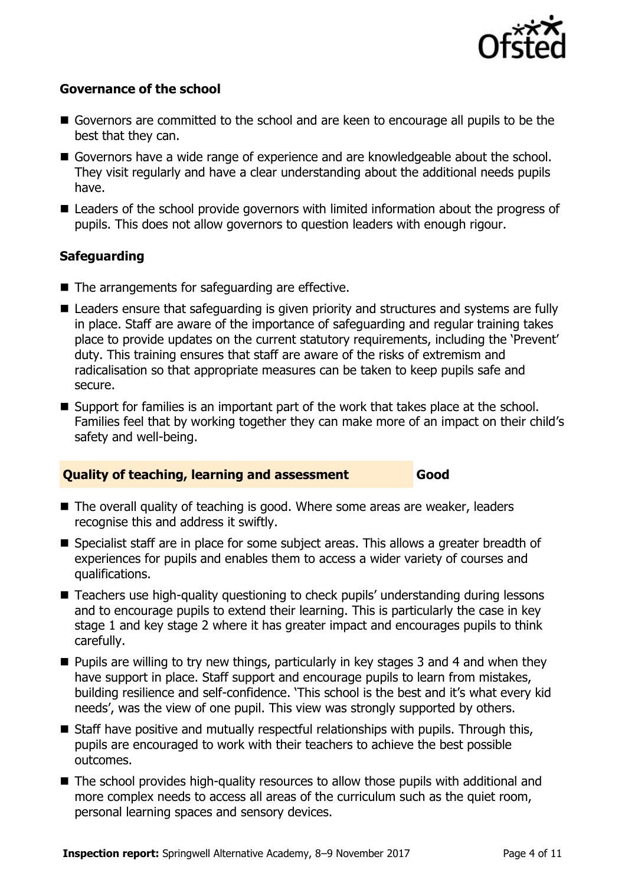### Governance of the school

- Governors are committed to the school and are keen to encourage all pupils to be the best that they can.
- Governors have a wide range of experience and are knowledgeable about the school. They visit regularly and have a clear understanding about the additional needs pupils have.
- Leaders of the school provide governors with limited information about the progress of pupils. This does not allow governors to question leaders with enough rigour.

### Safeguarding

- The arrangements for safeguarding are effective.
- Leaders ensure that safeguarding is given priority and structures and systems are fully in place. Staff are aware of the importance of safeguarding and regular training takes place to provide updates on the current statutory requirements, including the 'Prevent' duty. This training ensures that staff are aware of the risks of extremism and radicalisation so that appropriate measures can be taken to keep pupils safe and secure.
- Support for families is an important part of the work that takes place at the school. Families feel that by working together they can make more of an impact on their child's safety and well-being.

## Quality of teaching, learning and assessment — Good

- The overall quality of teaching is good. Where some areas are weaker, leaders recognise this and address it swiftly.
- Specialist staff are in place for some subject areas. This allows a greater breadth of experiences for pupils and enables them to access a wider variety of courses and qualifications.
- Teachers use high-quality questioning to check pupils' understanding during lessons and to encourage pupils to extend their learning. This is particularly the case in key stage 1 and key stage 2 where it has greater impact and encourages pupils to think carefully.
- Pupils are willing to try new things, particularly in key stages 3 and 4 and when they have support in place. Staff support and encourage pupils to learn from mistakes, building resilience and self-confidence. 'This school is the best and it's what every kid needs', was the view of one pupil. This view was strongly supported by others.
- Staff have positive and mutually respectful relationships with pupils. Through this, pupils are encouraged to work with their teachers to achieve the best possible outcomes.
- The school provides high-quality resources to allow those pupils with additional and more complex needs to access all areas of the curriculum such as the quiet room, personal learning spaces and sensory devices.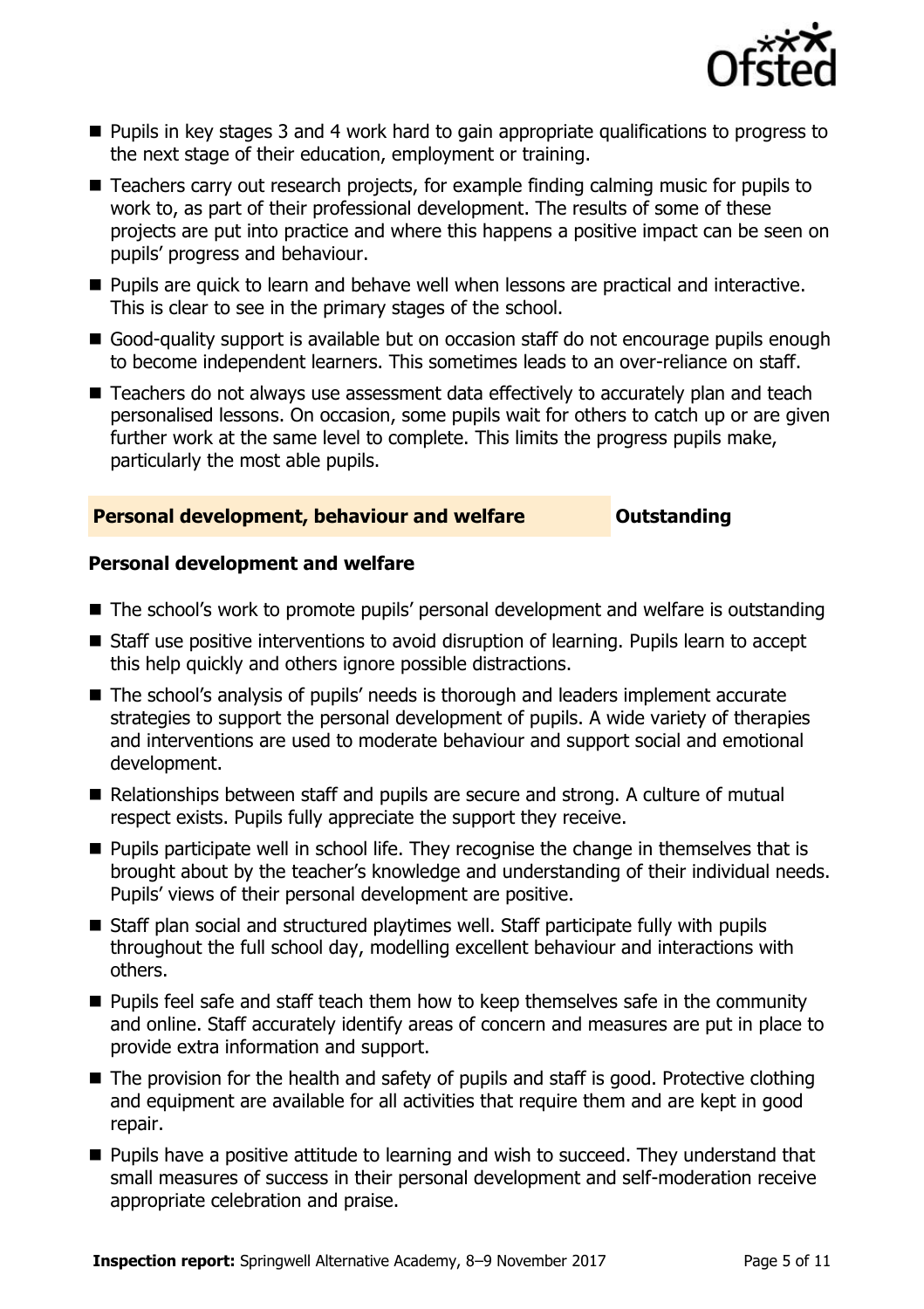- Pupils in key stages 3 and 4 work hard to gain appropriate qualifications to progress to the next stage of their education, employment or training.
- Teachers carry out research projects, for example finding calming music for pupils to work to, as part of their professional development. The results of some of these projects are put into practice and where this happens a positive impact can be seen on pupils' progress and behaviour.
- Pupils are quick to learn and behave well when lessons are practical and interactive. This is clear to see in the primary stages of the school.
- Good-quality support is available but on occasion staff do not encourage pupils enough to become independent learners. This sometimes leads to an over-reliance on staff.
- Teachers do not always use assessment data effectively to accurately plan and teach personalised lessons. On occasion, some pupils wait for others to catch up or are given further work at the same level to complete. This limits the progress pupils make, particularly the most able pupils.

## Personal development, behaviour and welfare — Outstanding

### Personal development and welfare

- The school's work to promote pupils' personal development and welfare is outstanding
- Staff use positive interventions to avoid disruption of learning. Pupils learn to accept this help quickly and others ignore possible distractions.
- The school's analysis of pupils' needs is thorough and leaders implement accurate strategies to support the personal development of pupils. A wide variety of therapies and interventions are used to moderate behaviour and support social and emotional development.
- Relationships between staff and pupils are secure and strong. A culture of mutual respect exists. Pupils fully appreciate the support they receive.
- Pupils participate well in school life. They recognise the change in themselves that is brought about by the teacher's knowledge and understanding of their individual needs. Pupils' views of their personal development are positive.
- Staff plan social and structured playtimes well. Staff participate fully with pupils throughout the full school day, modelling excellent behaviour and interactions with others.
- Pupils feel safe and staff teach them how to keep themselves safe in the community and online. Staff accurately identify areas of concern and measures are put in place to provide extra information and support.
- The provision for the health and safety of pupils and staff is good. Protective clothing and equipment are available for all activities that require them and are kept in good repair.
- Pupils have a positive attitude to learning and wish to succeed. They understand that small measures of success in their personal development and self-moderation receive appropriate celebration and praise.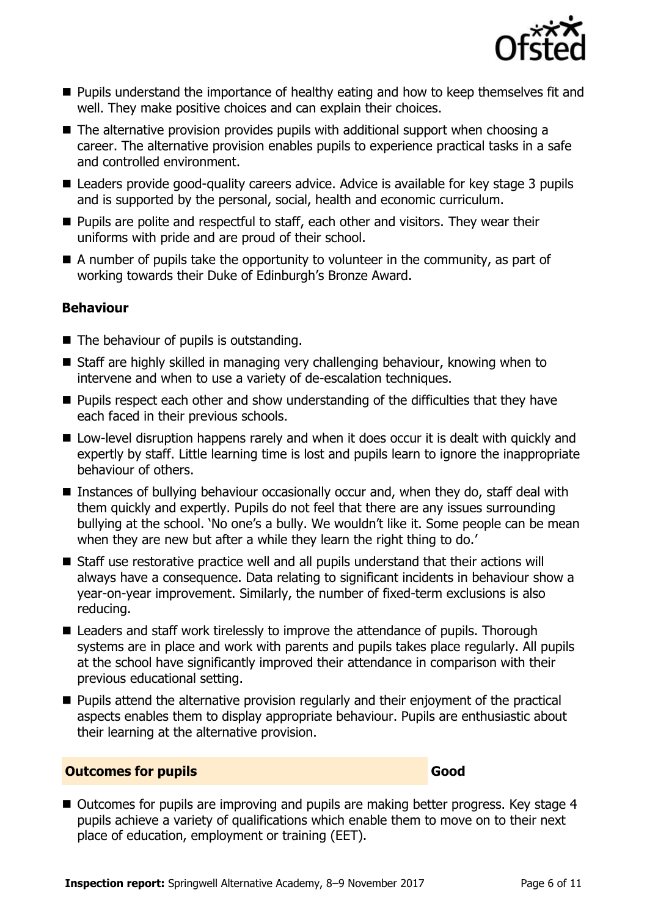- Pupils understand the importance of healthy eating and how to keep themselves fit and well. They make positive choices and can explain their choices.
- The alternative provision provides pupils with additional support when choosing a career. The alternative provision enables pupils to experience practical tasks in a safe and controlled environment.
- Leaders provide good-quality careers advice. Advice is available for key stage 3 pupils and is supported by the personal, social, health and economic curriculum.
- Pupils are polite and respectful to staff, each other and visitors. They wear their uniforms with pride and are proud of their school.
- A number of pupils take the opportunity to volunteer in the community, as part of working towards their Duke of Edinburgh's Bronze Award.

**Behaviour**

- The behaviour of pupils is outstanding.
- Staff are highly skilled in managing very challenging behaviour, knowing when to intervene and when to use a variety of de-escalation techniques.
- Pupils respect each other and show understanding of the difficulties that they have each faced in their previous schools.
- Low-level disruption happens rarely and when it does occur it is dealt with quickly and expertly by staff. Little learning time is lost and pupils learn to ignore the inappropriate behaviour of others.
- Instances of bullying behaviour occasionally occur and, when they do, staff deal with them quickly and expertly. Pupils do not feel that there are any issues surrounding bullying at the school. 'No one's a bully. We wouldn't like it. Some people can be mean when they are new but after a while they learn the right thing to do.'
- Staff use restorative practice well and all pupils understand that their actions will always have a consequence. Data relating to significant incidents in behaviour show a year-on-year improvement. Similarly, the number of fixed-term exclusions is also reducing.
- Leaders and staff work tirelessly to improve the attendance of pupils. Thorough systems are in place and work with parents and pupils takes place regularly. All pupils at the school have significantly improved their attendance in comparison with their previous educational setting.
- Pupils attend the alternative provision regularly and their enjoyment of the practical aspects enables them to display appropriate behaviour. Pupils are enthusiastic about their learning at the alternative provision.

| **Outcomes for pupils** | **Good** |
| --- | --- |

- Outcomes for pupils are improving and pupils are making better progress. Key stage 4 pupils achieve a variety of qualifications which enable them to move on to their next place of education, employment or training (EET).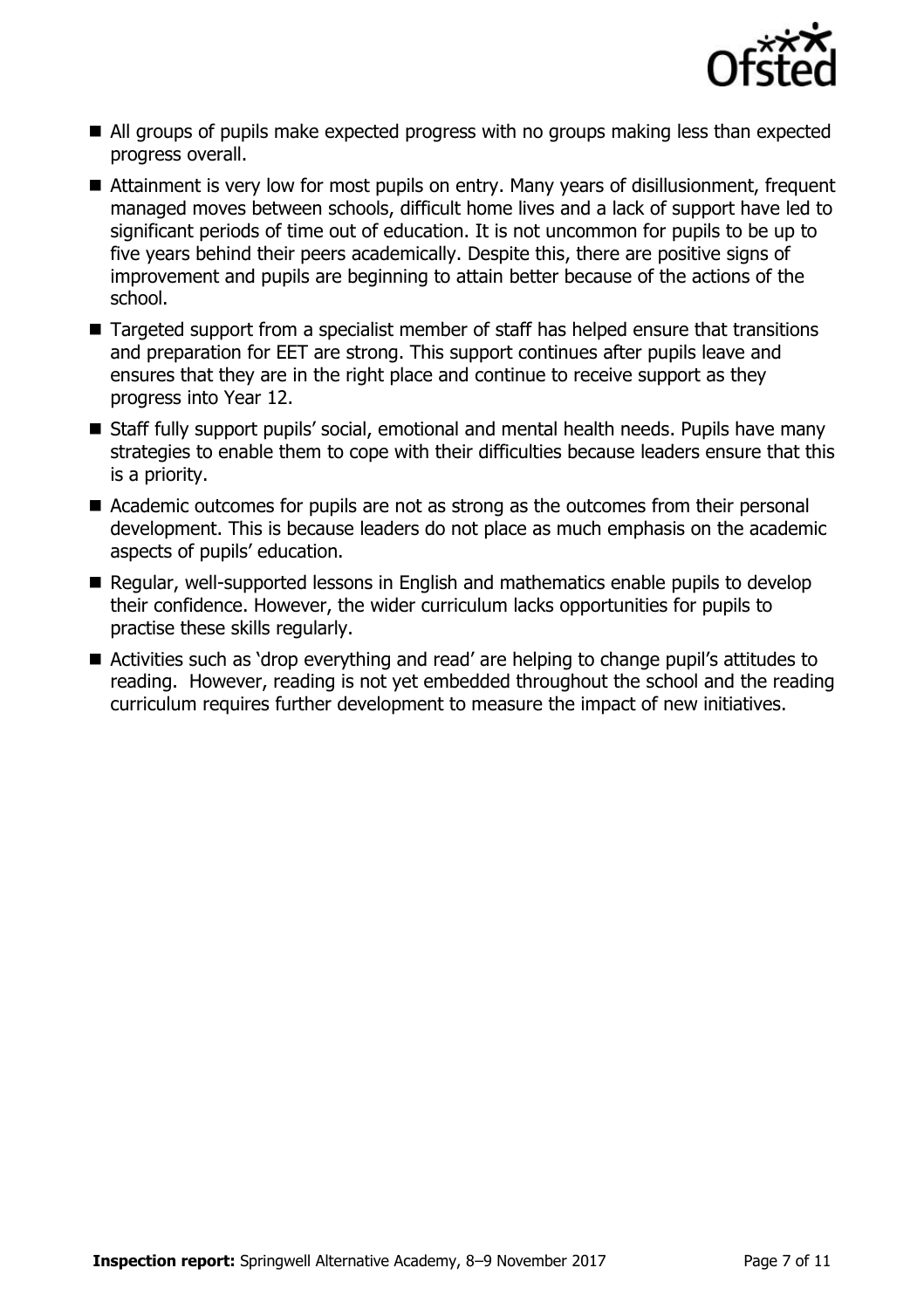- All groups of pupils make expected progress with no groups making less than expected progress overall.
- Attainment is very low for most pupils on entry. Many years of disillusionment, frequent managed moves between schools, difficult home lives and a lack of support have led to significant periods of time out of education. It is not uncommon for pupils to be up to five years behind their peers academically. Despite this, there are positive signs of improvement and pupils are beginning to attain better because of the actions of the school.
- Targeted support from a specialist member of staff has helped ensure that transitions and preparation for EET are strong. This support continues after pupils leave and ensures that they are in the right place and continue to receive support as they progress into Year 12.
- Staff fully support pupils' social, emotional and mental health needs. Pupils have many strategies to enable them to cope with their difficulties because leaders ensure that this is a priority.
- Academic outcomes for pupils are not as strong as the outcomes from their personal development. This is because leaders do not place as much emphasis on the academic aspects of pupils' education.
- Regular, well-supported lessons in English and mathematics enable pupils to develop their confidence. However, the wider curriculum lacks opportunities for pupils to practise these skills regularly.
- Activities such as 'drop everything and read' are helping to change pupil's attitudes to reading. However, reading is not yet embedded throughout the school and the reading curriculum requires further development to measure the impact of new initiatives.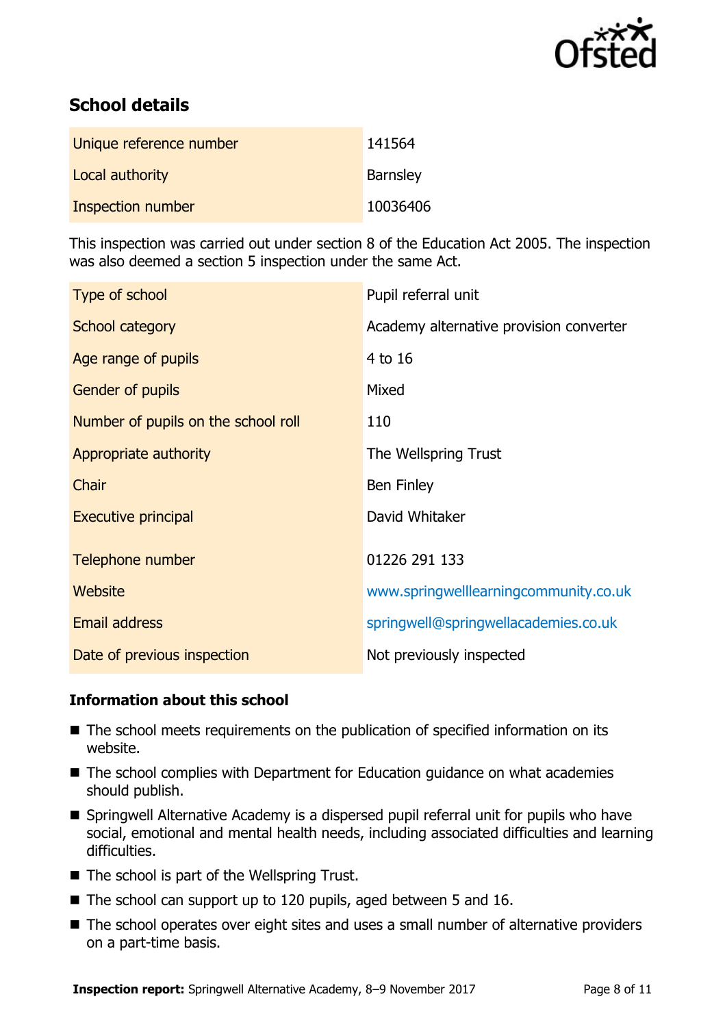## School details

| | |
|---|---|
| Unique reference number | 141564 |
| Local authority | Barnsley |
| Inspection number | 10036406 |

This inspection was carried out under section 8 of the Education Act 2005. The inspection was also deemed a section 5 inspection under the same Act.

| | |
|---|---|
| Type of school | Pupil referral unit |
| School category | Academy alternative provision converter |
| Age range of pupils | 4 to 16 |
| Gender of pupils | Mixed |
| Number of pupils on the school roll | 110 |
| Appropriate authority | The Wellspring Trust |
| Chair | Ben Finley |
| Executive principal | David Whitaker |
| Telephone number | 01226 291 133 |
| Website | www.springwelllearningcommunity.co.uk |
| Email address | springwell@springwellacademies.co.uk |
| Date of previous inspection | Not previously inspected |

### Information about this school

- The school meets requirements on the publication of specified information on its website.
- The school complies with Department for Education guidance on what academies should publish.
- Springwell Alternative Academy is a dispersed pupil referral unit for pupils who have social, emotional and mental health needs, including associated difficulties and learning difficulties.
- The school is part of the Wellspring Trust.
- The school can support up to 120 pupils, aged between 5 and 16.
- The school operates over eight sites and uses a small number of alternative providers on a part-time basis.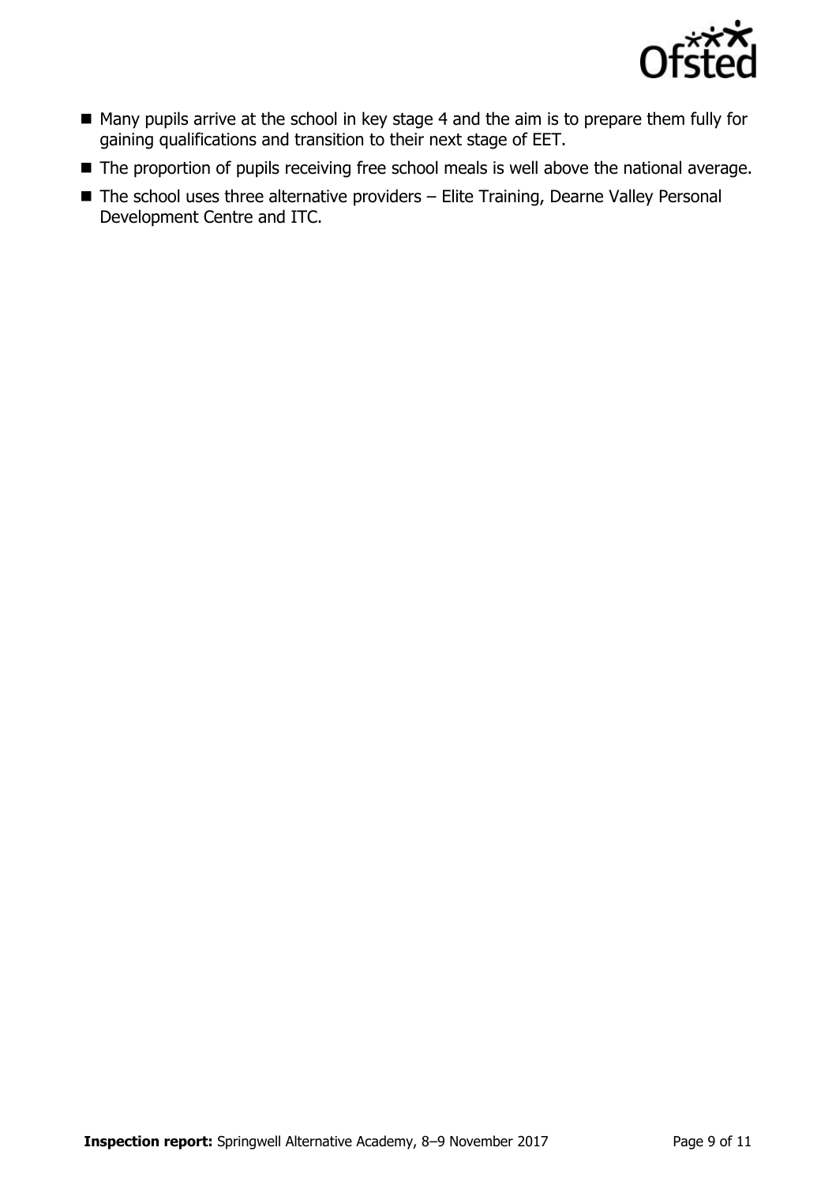- Many pupils arrive at the school in key stage 4 and the aim is to prepare them fully for gaining qualifications and transition to their next stage of EET.
- The proportion of pupils receiving free school meals is well above the national average.
- The school uses three alternative providers – Elite Training, Dearne Valley Personal Development Centre and ITC.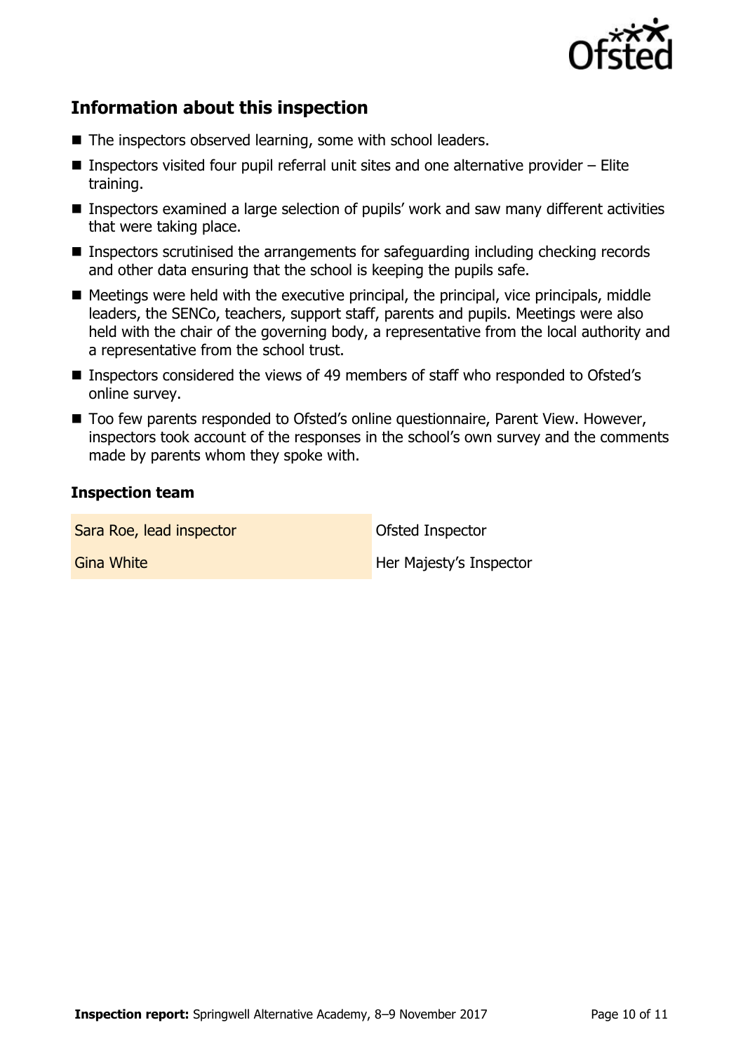## Information about this inspection

- The inspectors observed learning, some with school leaders.
- Inspectors visited four pupil referral unit sites and one alternative provider – Elite training.
- Inspectors examined a large selection of pupils' work and saw many different activities that were taking place.
- Inspectors scrutinised the arrangements for safeguarding including checking records and other data ensuring that the school is keeping the pupils safe.
- Meetings were held with the executive principal, the principal, vice principals, middle leaders, the SENCo, teachers, support staff, parents and pupils. Meetings were also held with the chair of the governing body, a representative from the local authority and a representative from the school trust.
- Inspectors considered the views of 49 members of staff who responded to Ofsted's online survey.
- Too few parents responded to Ofsted's online questionnaire, Parent View. However, inspectors took account of the responses in the school's own survey and the comments made by parents whom they spoke with.

### Inspection team

| | |
|---|---|
| Sara Roe, lead inspector | Ofsted Inspector |
| Gina White | Her Majesty's Inspector |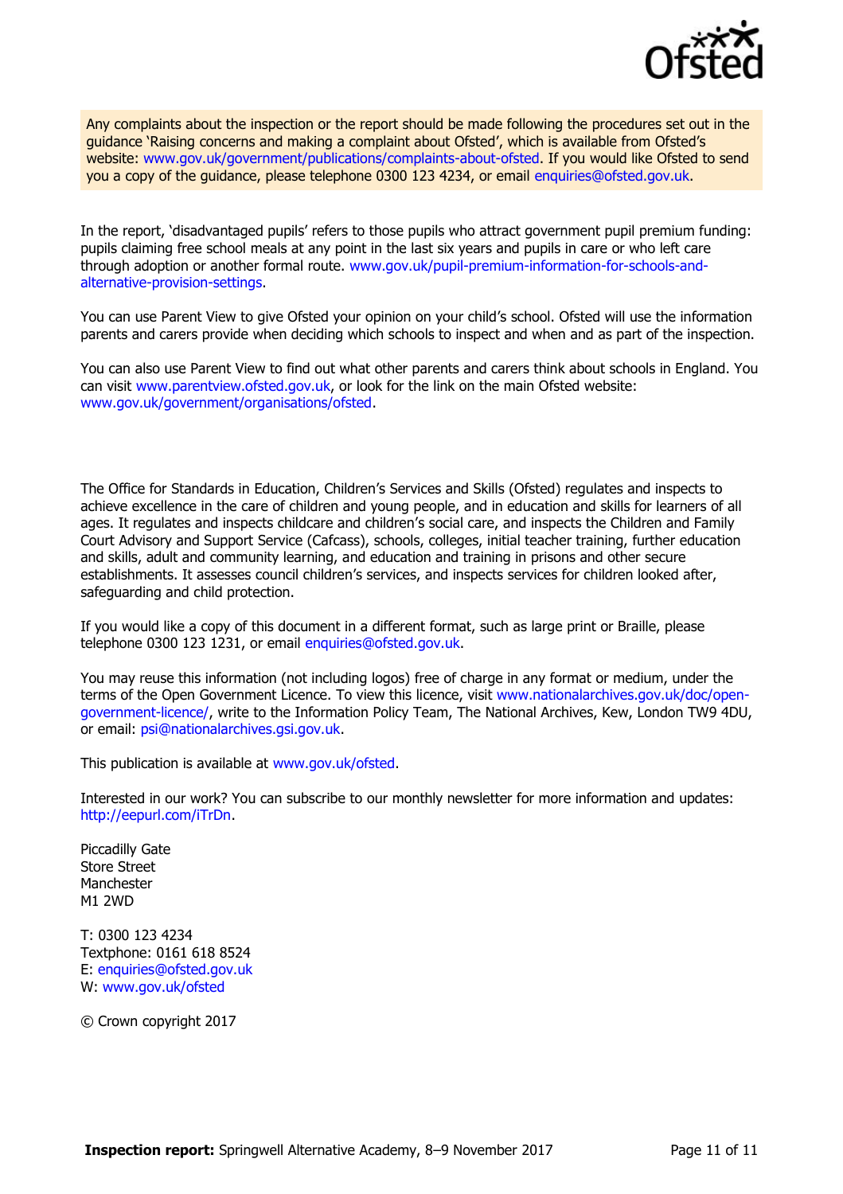Any complaints about the inspection or the report should be made following the procedures set out in the guidance 'Raising concerns and making a complaint about Ofsted', which is available from Ofsted's website: www.gov.uk/government/publications/complaints-about-ofsted. If you would like Ofsted to send you a copy of the guidance, please telephone 0300 123 4234, or email enquiries@ofsted.gov.uk.

In the report, 'disadvantaged pupils' refers to those pupils who attract government pupil premium funding: pupils claiming free school meals at any point in the last six years and pupils in care or who left care through adoption or another formal route. www.gov.uk/pupil-premium-information-for-schools-and-alternative-provision-settings.

You can use Parent View to give Ofsted your opinion on your child's school. Ofsted will use the information parents and carers provide when deciding which schools to inspect and when and as part of the inspection.

You can also use Parent View to find out what other parents and carers think about schools in England. You can visit www.parentview.ofsted.gov.uk, or look for the link on the main Ofsted website: www.gov.uk/government/organisations/ofsted.

The Office for Standards in Education, Children's Services and Skills (Ofsted) regulates and inspects to achieve excellence in the care of children and young people, and in education and skills for learners of all ages. It regulates and inspects childcare and children's social care, and inspects the Children and Family Court Advisory and Support Service (Cafcass), schools, colleges, initial teacher training, further education and skills, adult and community learning, and education and training in prisons and other secure establishments. It assesses council children's services, and inspects services for children looked after, safeguarding and child protection.

If you would like a copy of this document in a different format, such as large print or Braille, please telephone 0300 123 1231, or email enquiries@ofsted.gov.uk.

You may reuse this information (not including logos) free of charge in any format or medium, under the terms of the Open Government Licence. To view this licence, visit www.nationalarchives.gov.uk/doc/open-government-licence/, write to the Information Policy Team, The National Archives, Kew, London TW9 4DU, or email: psi@nationalarchives.gsi.gov.uk.

This publication is available at www.gov.uk/ofsted.

Interested in our work? You can subscribe to our monthly newsletter for more information and updates: http://eepurl.com/iTrDn.

Piccadilly Gate
Store Street
Manchester
M1 2WD

T: 0300 123 4234
Textphone: 0161 618 8524
E: enquiries@ofsted.gov.uk
W: www.gov.uk/ofsted

© Crown copyright 2017